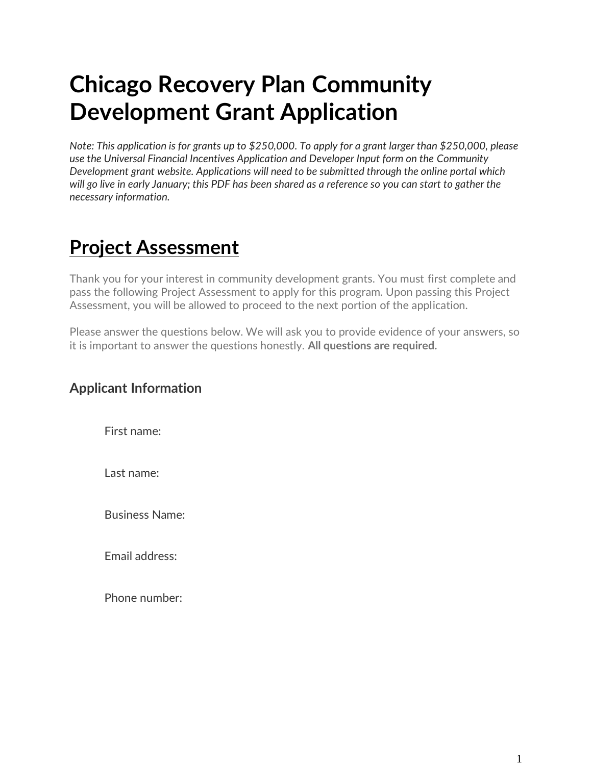# Chicago Recovery Plan Community Development Grant Application

*Note: This application is for grants up to $250,000. To apply for a grant larger than $250,000, please use the Universal Financial Incentives Application and Developer Input form on the Community Development grant website. Applications will need to be submitted through the online portal which will go live in early January; this PDF has been shared as a reference so you can start to gather the necessary information.*

## Project Assessment

Thank you for your interest in community development grants. You must first complete and pass the following Project Assessment to apply for this program. Upon passing this Project Assessment, you will be allowed to proceed to the next portion of the application.

Please answer the questions below. We will ask you to provide evidence of your answers, so it is important to answer the questions honestly. **All questions are required.**

### Applicant Information

First name:

Last name:

Business Name:

Email address:

Phone number: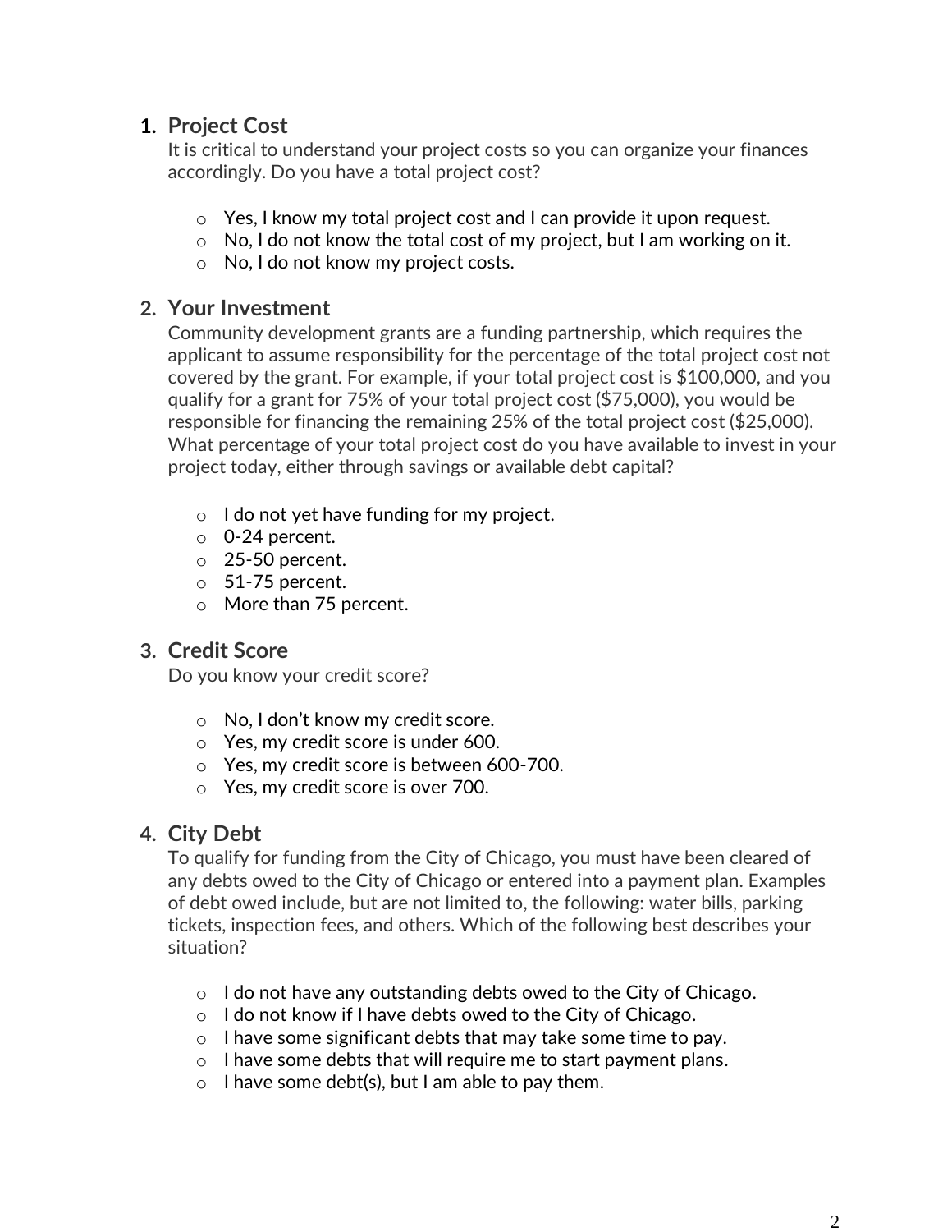1. **Project Cost**

   It is critical to understand your project costs so you can organize your finances accordingly. Do you have a total project cost?

   - Yes, I know my total project cost and I can provide it upon request.
   - No, I do not know the total cost of my project, but I am working on it.
   - No, I do not know my project costs.

2. **Your Investment**

   Community development grants are a funding partnership, which requires the applicant to assume responsibility for the percentage of the total project cost not covered by the grant. For example, if your total project cost is $100,000, and you qualify for a grant for 75% of your total project cost ($75,000), you would be responsible for financing the remaining 25% of the total project cost ($25,000). What percentage of your total project cost do you have available to invest in your project today, either through savings or available debt capital?

   - I do not yet have funding for my project.
   - 0-24 percent.
   - 25-50 percent.
   - 51-75 percent.
   - More than 75 percent.

3. **Credit Score**

   Do you know your credit score?

   - No, I don't know my credit score.
   - Yes, my credit score is under 600.
   - Yes, my credit score is between 600-700.
   - Yes, my credit score is over 700.

4. **City Debt**

   To qualify for funding from the City of Chicago, you must have been cleared of any debts owed to the City of Chicago or entered into a payment plan. Examples of debt owed include, but are not limited to, the following: water bills, parking tickets, inspection fees, and others. Which of the following best describes your situation?

   - I do not have any outstanding debts owed to the City of Chicago.
   - I do not know if I have debts owed to the City of Chicago.
   - I have some significant debts that may take some time to pay.
   - I have some debts that will require me to start payment plans.
   - I have some debt(s), but I am able to pay them.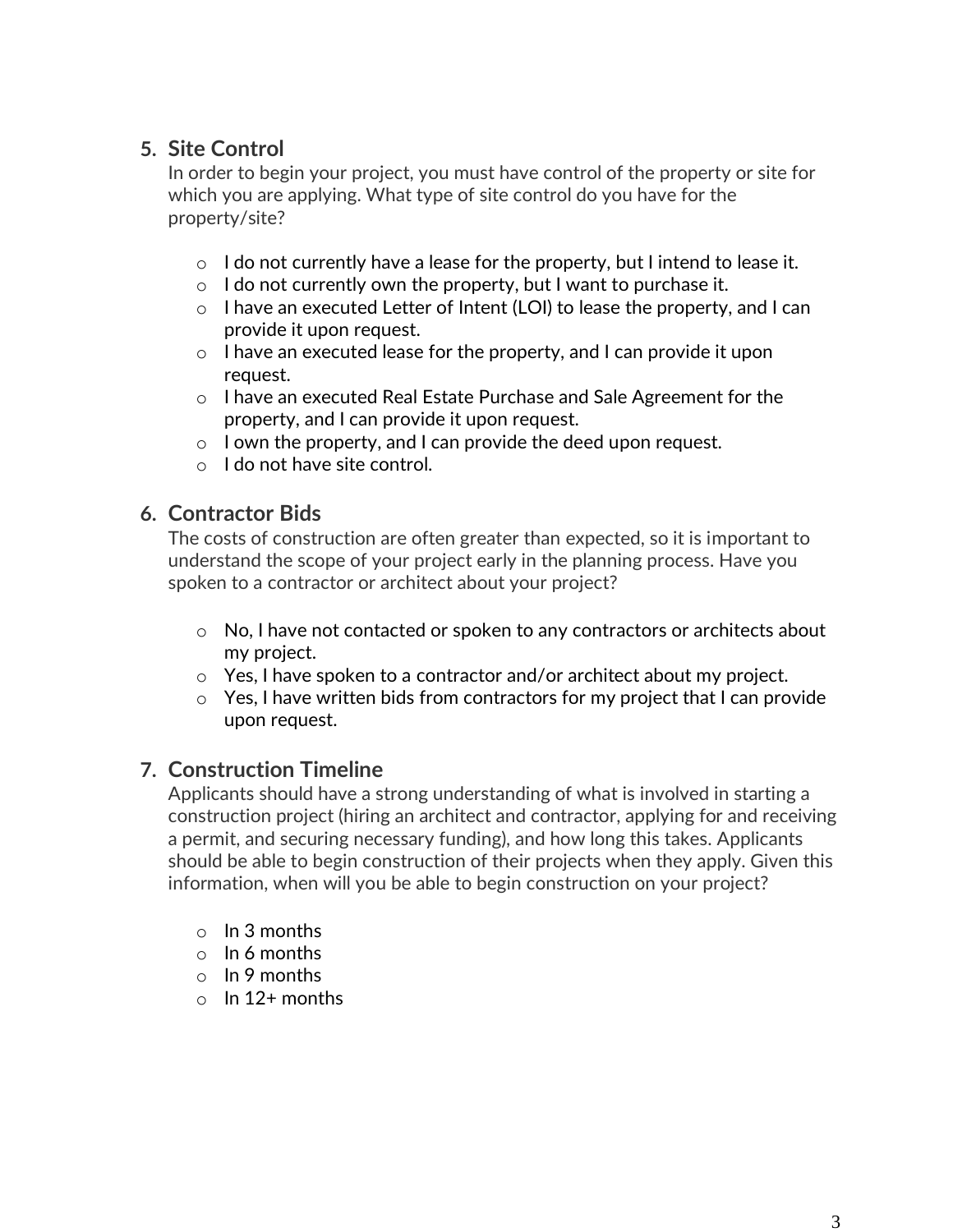5. **Site Control**

   In order to begin your project, you must have control of the property or site for which you are applying. What type of site control do you have for the property/site?

   - I do not currently have a lease for the property, but I intend to lease it.
   - I do not currently own the property, but I want to purchase it.
   - I have an executed Letter of Intent (LOI) to lease the property, and I can provide it upon request.
   - I have an executed lease for the property, and I can provide it upon request.
   - I have an executed Real Estate Purchase and Sale Agreement for the property, and I can provide it upon request.
   - I own the property, and I can provide the deed upon request.
   - I do not have site control.

6. **Contractor Bids**

   The costs of construction are often greater than expected, so it is important to understand the scope of your project early in the planning process. Have you spoken to a contractor or architect about your project?

   - No, I have not contacted or spoken to any contractors or architects about my project.
   - Yes, I have spoken to a contractor and/or architect about my project.
   - Yes, I have written bids from contractors for my project that I can provide upon request.

7. **Construction Timeline**

   Applicants should have a strong understanding of what is involved in starting a construction project (hiring an architect and contractor, applying for and receiving a permit, and securing necessary funding), and how long this takes. Applicants should be able to begin construction of their projects when they apply. Given this information, when will you be able to begin construction on your project?

   - In 3 months
   - In 6 months
   - In 9 months
   - In 12+ months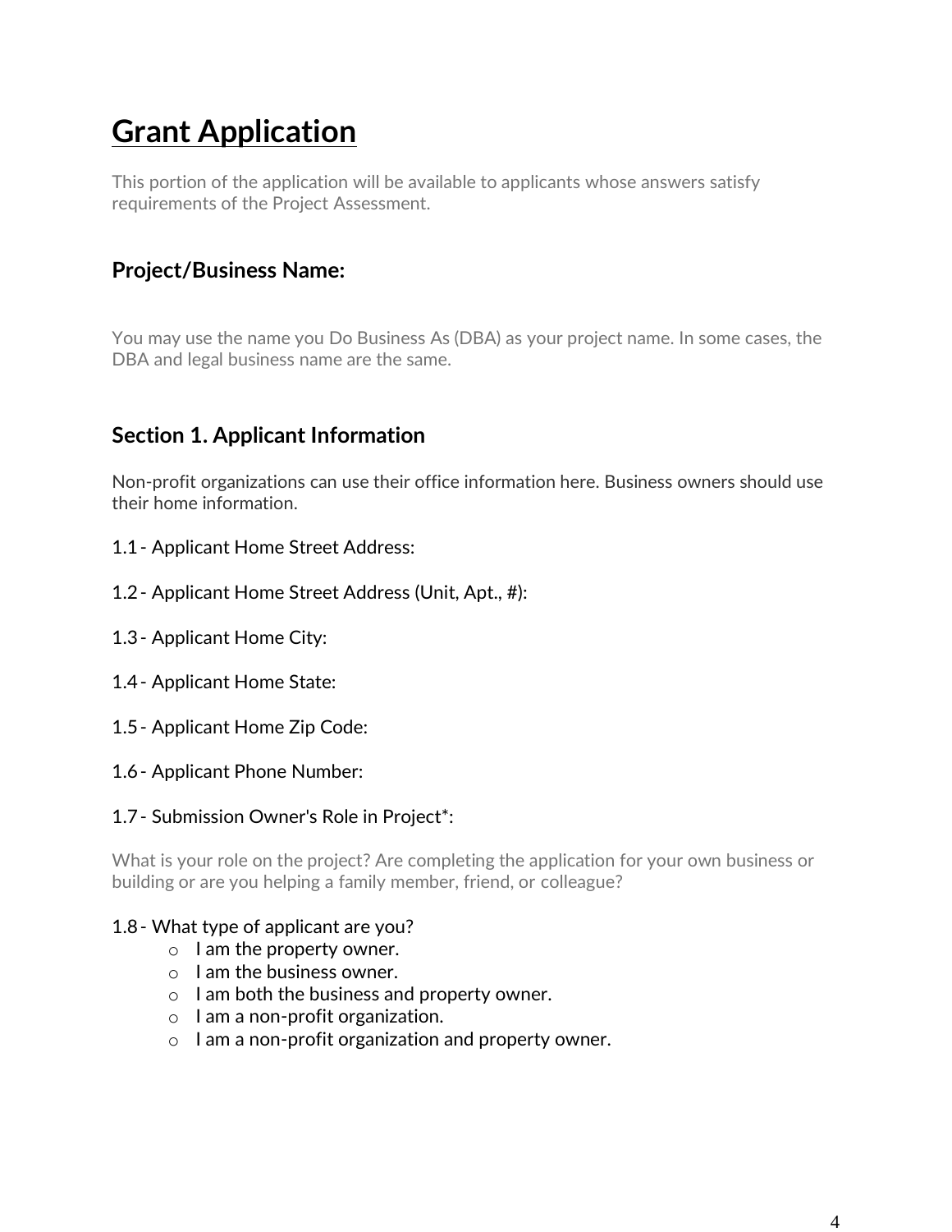# Grant Application

This portion of the application will be available to applicants whose answers satisfy requirements of the Project Assessment.

## Project/Business Name:

You may use the name you Do Business As (DBA) as your project name. In some cases, the DBA and legal business name are the same.

## Section 1. Applicant Information

Non-profit organizations can use their office information here. Business owners should use their home information.

1.1 - Applicant Home Street Address:

1.2 - Applicant Home Street Address (Unit, Apt., #):

1.3 - Applicant Home City:

1.4 - Applicant Home State:

1.5 - Applicant Home Zip Code:

1.6 - Applicant Phone Number:

1.7 - Submission Owner's Role in Project*:

What is your role on the project? Are completing the application for your own business or building or are you helping a family member, friend, or colleague?

1.8 - What type of applicant are you?

- I am the property owner.
- I am the business owner.
- I am both the business and property owner.
- I am a non-profit organization.
- I am a non-profit organization and property owner.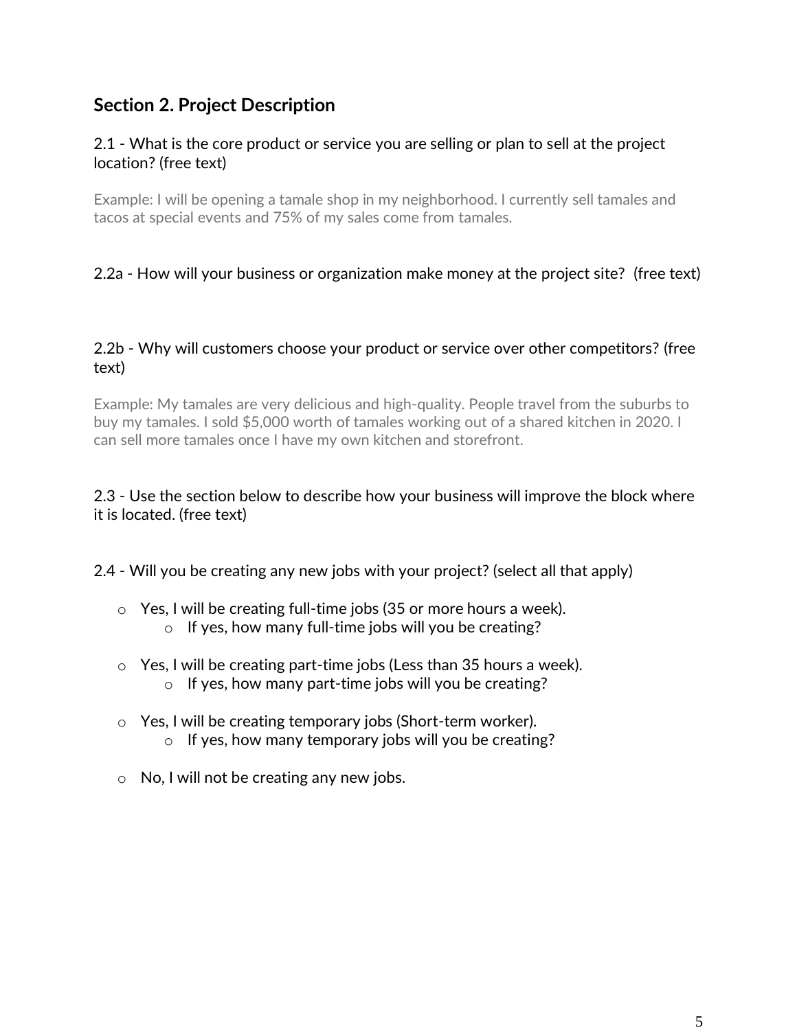## Section 2. Project Description

2.1 - What is the core product or service you are selling or plan to sell at the project location? (free text)

Example: I will be opening a tamale shop in my neighborhood. I currently sell tamales and tacos at special events and 75% of my sales come from tamales.

2.2a - How will your business or organization make money at the project site? (free text)

2.2b - Why will customers choose your product or service over other competitors? (free text)

Example: My tamales are very delicious and high-quality. People travel from the suburbs to buy my tamales. I sold $5,000 worth of tamales working out of a shared kitchen in 2020. I can sell more tamales once I have my own kitchen and storefront.

2.3 - Use the section below to describe how your business will improve the block where it is located. (free text)

2.4 - Will you be creating any new jobs with your project? (select all that apply)

- Yes, I will be creating full-time jobs (35 or more hours a week).
  - If yes, how many full-time jobs will you be creating?
- Yes, I will be creating part-time jobs (Less than 35 hours a week).
  - If yes, how many part-time jobs will you be creating?
- Yes, I will be creating temporary jobs (Short-term worker).
  - If yes, how many temporary jobs will you be creating?
- No, I will not be creating any new jobs.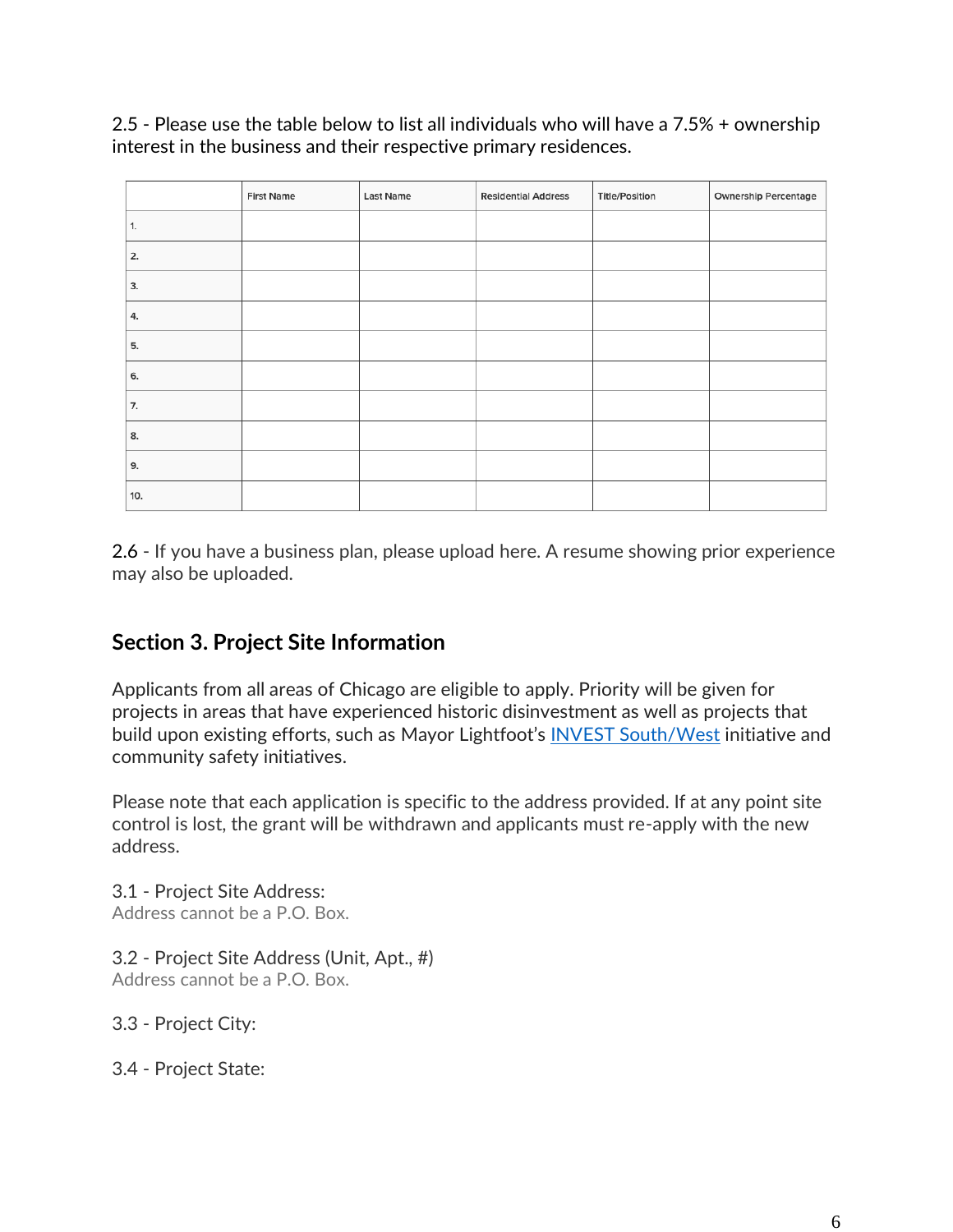2.5 - Please use the table below to list all individuals who will have a 7.5% + ownership interest in the business and their respective primary residences.

| | First Name | Last Name | Residential Address | Title/Position | Ownership Percentage |
|---|---|---|---|---|---|
| 1. | | | | | |
| 2. | | | | | |
| 3. | | | | | |
| 4. | | | | | |
| 5. | | | | | |
| 6. | | | | | |
| 7. | | | | | |
| 8. | | | | | |
| 9. | | | | | |
| 10. | | | | | |

2.6 - If you have a business plan, please upload here. A resume showing prior experience may also be uploaded.

## Section 3. Project Site Information

Applicants from all areas of Chicago are eligible to apply. Priority will be given for projects in areas that have experienced historic disinvestment as well as projects that build upon existing efforts, such as Mayor Lightfoot's INVEST South/West initiative and community safety initiatives.

Please note that each application is specific to the address provided. If at any point site control is lost, the grant will be withdrawn and applicants must re-apply with the new address.

3.1 - Project Site Address:
Address cannot be a P.O. Box.

3.2 - Project Site Address (Unit, Apt., #)
Address cannot be a P.O. Box.

3.3 - Project City:

3.4 - Project State: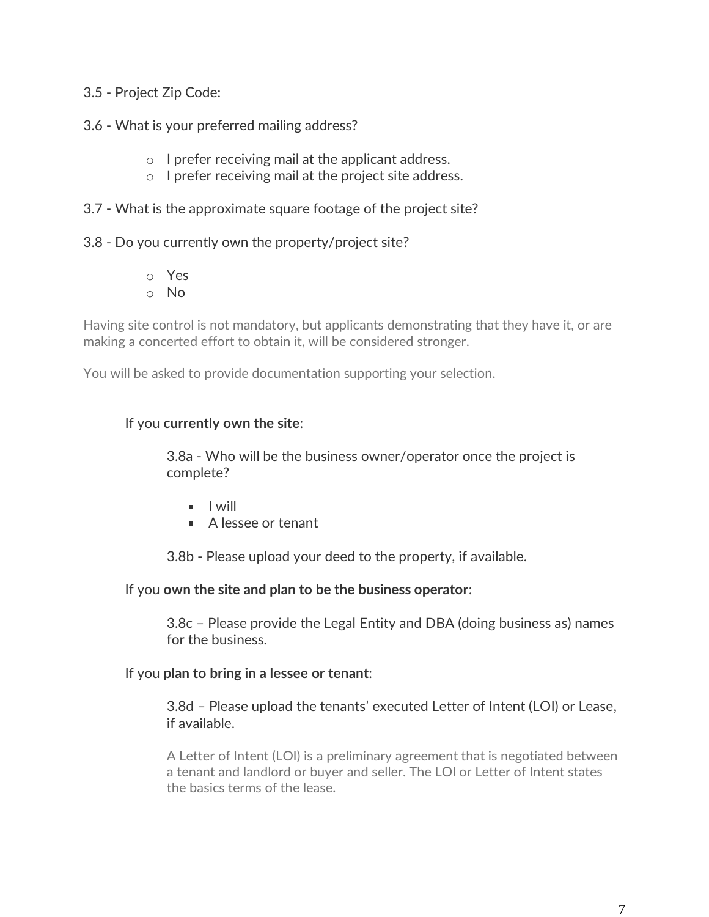3.5 - Project Zip Code:

3.6 - What is your preferred mailing address?

- I prefer receiving mail at the applicant address.
- I prefer receiving mail at the project site address.

3.7 - What is the approximate square footage of the project site?

3.8 - Do you currently own the property/project site?

- Yes
- No

Having site control is not mandatory, but applicants demonstrating that they have it, or are making a concerted effort to obtain it, will be considered stronger.

You will be asked to provide documentation supporting your selection.

If you **currently own the site**:

3.8a - Who will be the business owner/operator once the project is complete?

- I will
- A lessee or tenant

3.8b - Please upload your deed to the property, if available.

If you **own the site and plan to be the business operator**:

3.8c – Please provide the Legal Entity and DBA (doing business as) names for the business.

If you **plan to bring in a lessee or tenant**:

3.8d – Please upload the tenants' executed Letter of Intent (LOI) or Lease, if available.

A Letter of Intent (LOI) is a preliminary agreement that is negotiated between a tenant and landlord or buyer and seller. The LOI or Letter of Intent states the basics terms of the lease.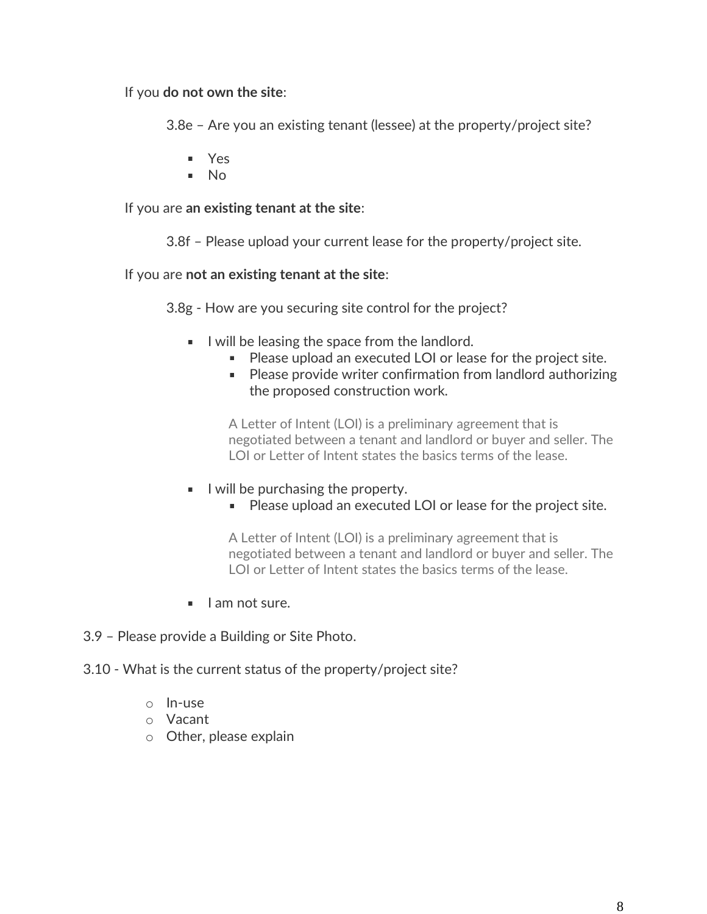If you **do not own the site**:

3.8e – Are you an existing tenant (lessee) at the property/project site?

- Yes
- No

If you are **an existing tenant at the site**:

3.8f – Please upload your current lease for the property/project site.

If you are **not an existing tenant at the site**:

3.8g - How are you securing site control for the project?

- I will be leasing the space from the landlord.
  - Please upload an executed LOI or lease for the project site.
  - Please provide writer confirmation from landlord authorizing the proposed construction work.

  A Letter of Intent (LOI) is a preliminary agreement that is negotiated between a tenant and landlord or buyer and seller. The LOI or Letter of Intent states the basics terms of the lease.

- I will be purchasing the property.
  - Please upload an executed LOI or lease for the project site.

  A Letter of Intent (LOI) is a preliminary agreement that is negotiated between a tenant and landlord or buyer and seller. The LOI or Letter of Intent states the basics terms of the lease.

- I am not sure.

3.9 – Please provide a Building or Site Photo.

3.10 - What is the current status of the property/project site?

- In-use
- Vacant
- Other, please explain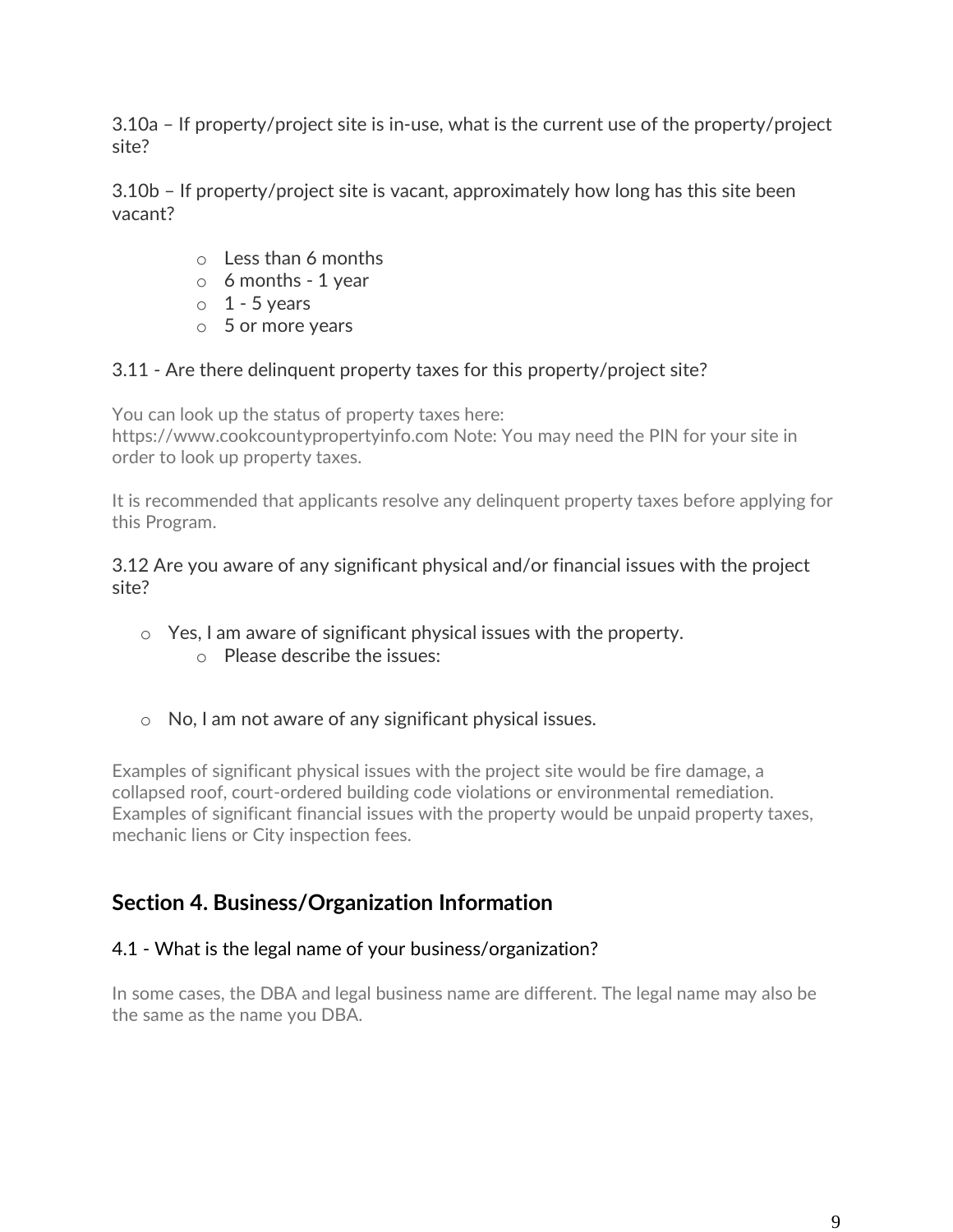3.10a – If property/project site is in-use, what is the current use of the property/project site?

3.10b – If property/project site is vacant, approximately how long has this site been vacant?

- Less than 6 months
- 6 months - 1 year
- 1 - 5 years
- 5 or more years

3.11 - Are there delinquent property taxes for this property/project site?

You can look up the status of property taxes here: https://www.cookcountypropertyinfo.com Note: You may need the PIN for your site in order to look up property taxes.

It is recommended that applicants resolve any delinquent property taxes before applying for this Program.

3.12 Are you aware of any significant physical and/or financial issues with the project site?

- Yes, I am aware of significant physical issues with the property.
  - Please describe the issues:

- No, I am not aware of any significant physical issues.

Examples of significant physical issues with the project site would be fire damage, a collapsed roof, court-ordered building code violations or environmental remediation. Examples of significant financial issues with the property would be unpaid property taxes, mechanic liens or City inspection fees.

## Section 4. Business/Organization Information

4.1 - What is the legal name of your business/organization?

In some cases, the DBA and legal business name are different. The legal name may also be the same as the name you DBA.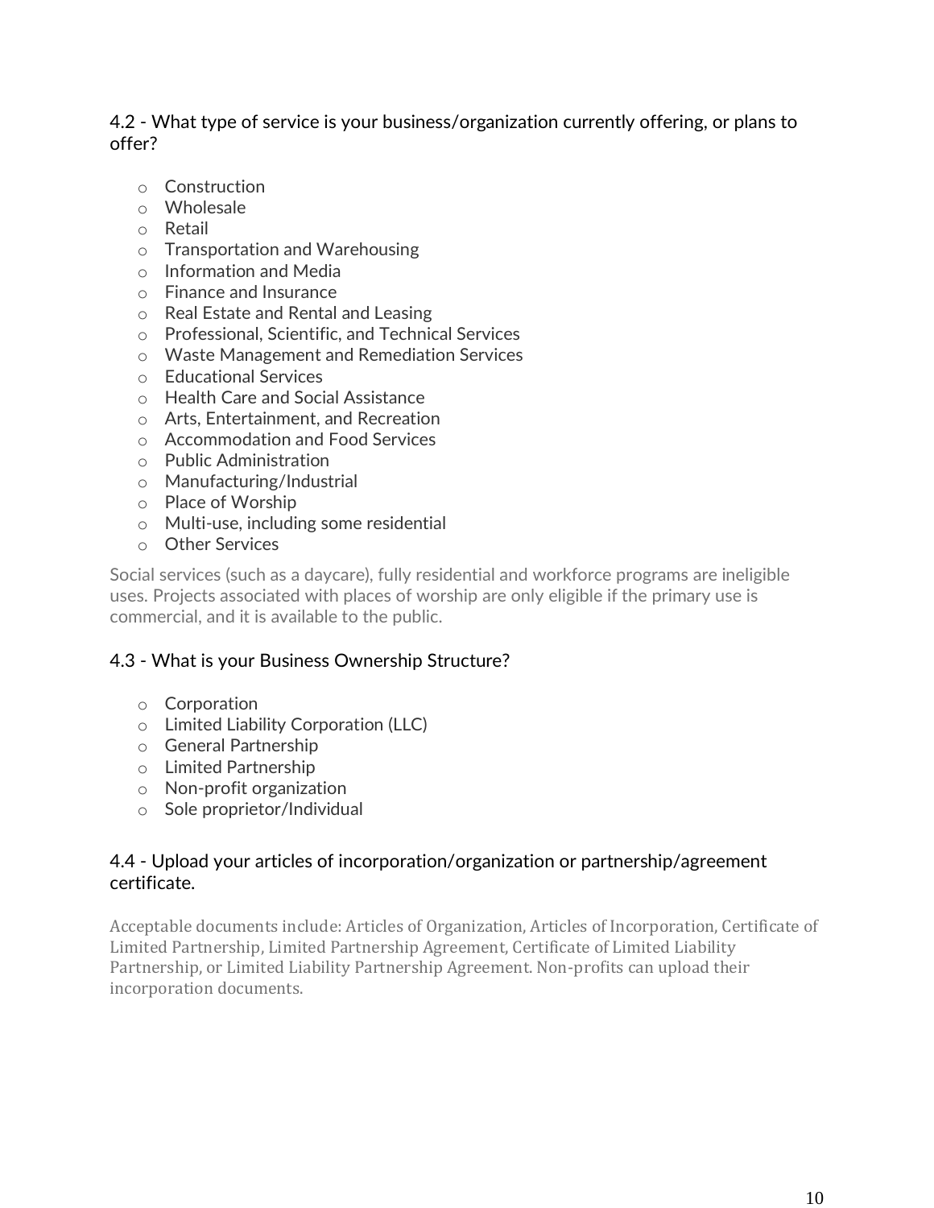### 4.2 - What type of service is your business/organization currently offering, or plans to offer?

- Construction
- Wholesale
- Retail
- Transportation and Warehousing
- Information and Media
- Finance and Insurance
- Real Estate and Rental and Leasing
- Professional, Scientific, and Technical Services
- Waste Management and Remediation Services
- Educational Services
- Health Care and Social Assistance
- Arts, Entertainment, and Recreation
- Accommodation and Food Services
- Public Administration
- Manufacturing/Industrial
- Place of Worship
- Multi-use, including some residential
- Other Services

Social services (such as a daycare), fully residential and workforce programs are ineligible uses. Projects associated with places of worship are only eligible if the primary use is commercial, and it is available to the public.

### 4.3 - What is your Business Ownership Structure?

- Corporation
- Limited Liability Corporation (LLC)
- General Partnership
- Limited Partnership
- Non-profit organization
- Sole proprietor/Individual

### 4.4 - Upload your articles of incorporation/organization or partnership/agreement certificate.

Acceptable documents include: Articles of Organization, Articles of Incorporation, Certificate of Limited Partnership, Limited Partnership Agreement, Certificate of Limited Liability Partnership, or Limited Liability Partnership Agreement. Non-profits can upload their incorporation documents.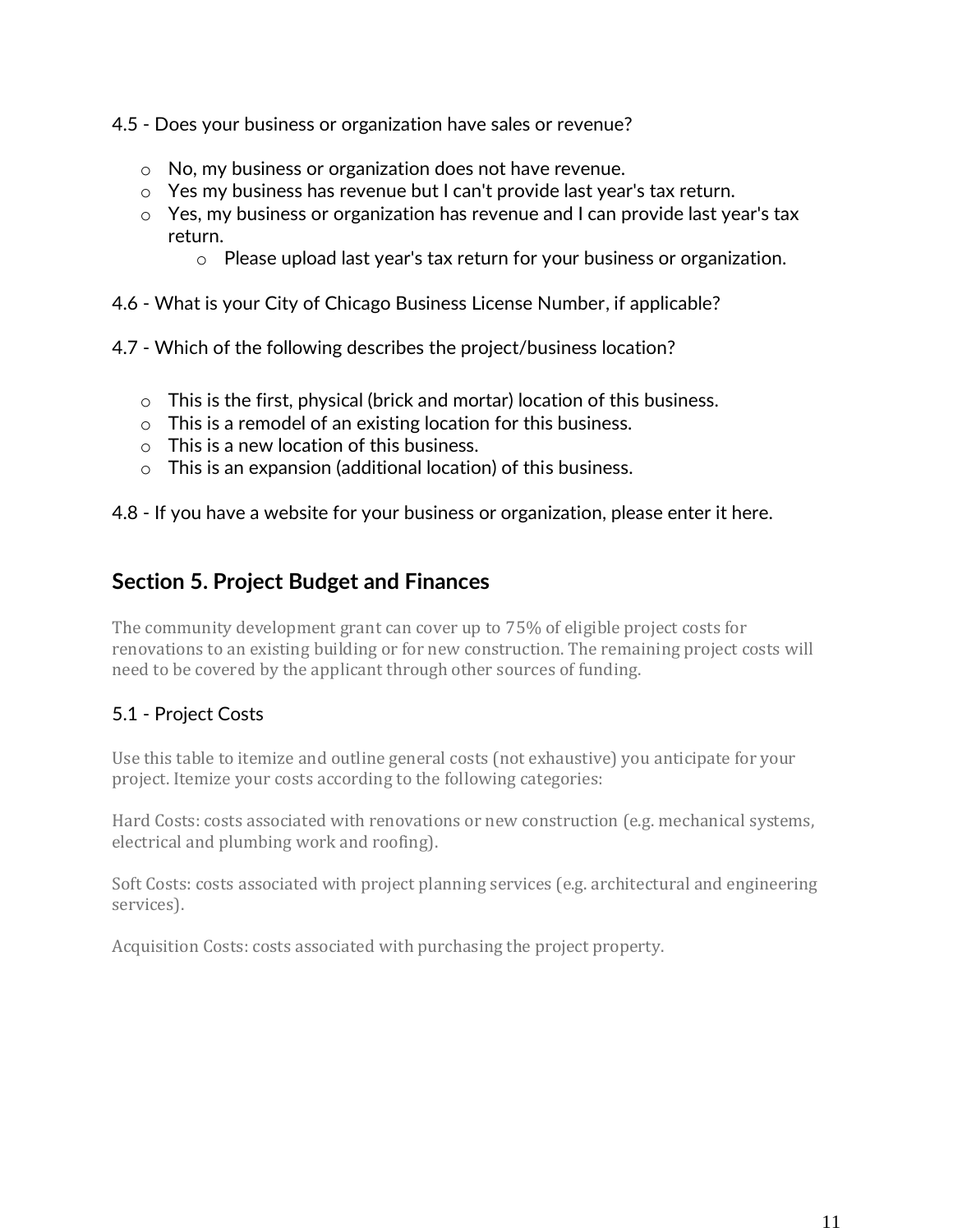4.5 - Does your business or organization have sales or revenue?

- No, my business or organization does not have revenue.
- Yes my business has revenue but I can't provide last year's tax return.
- Yes, my business or organization has revenue and I can provide last year's tax return.
  - Please upload last year's tax return for your business or organization.

4.6 - What is your City of Chicago Business License Number, if applicable?

4.7 - Which of the following describes the project/business location?

- This is the first, physical (brick and mortar) location of this business.
- This is a remodel of an existing location for this business.
- This is a new location of this business.
- This is an expansion (additional location) of this business.

4.8 - If you have a website for your business or organization, please enter it here.

## Section 5. Project Budget and Finances

The community development grant can cover up to 75% of eligible project costs for renovations to an existing building or for new construction. The remaining project costs will need to be covered by the applicant through other sources of funding.

### 5.1 - Project Costs

Use this table to itemize and outline general costs (not exhaustive) you anticipate for your project. Itemize your costs according to the following categories:

Hard Costs: costs associated with renovations or new construction (e.g. mechanical systems, electrical and plumbing work and roofing).

Soft Costs: costs associated with project planning services (e.g. architectural and engineering services).

Acquisition Costs: costs associated with purchasing the project property.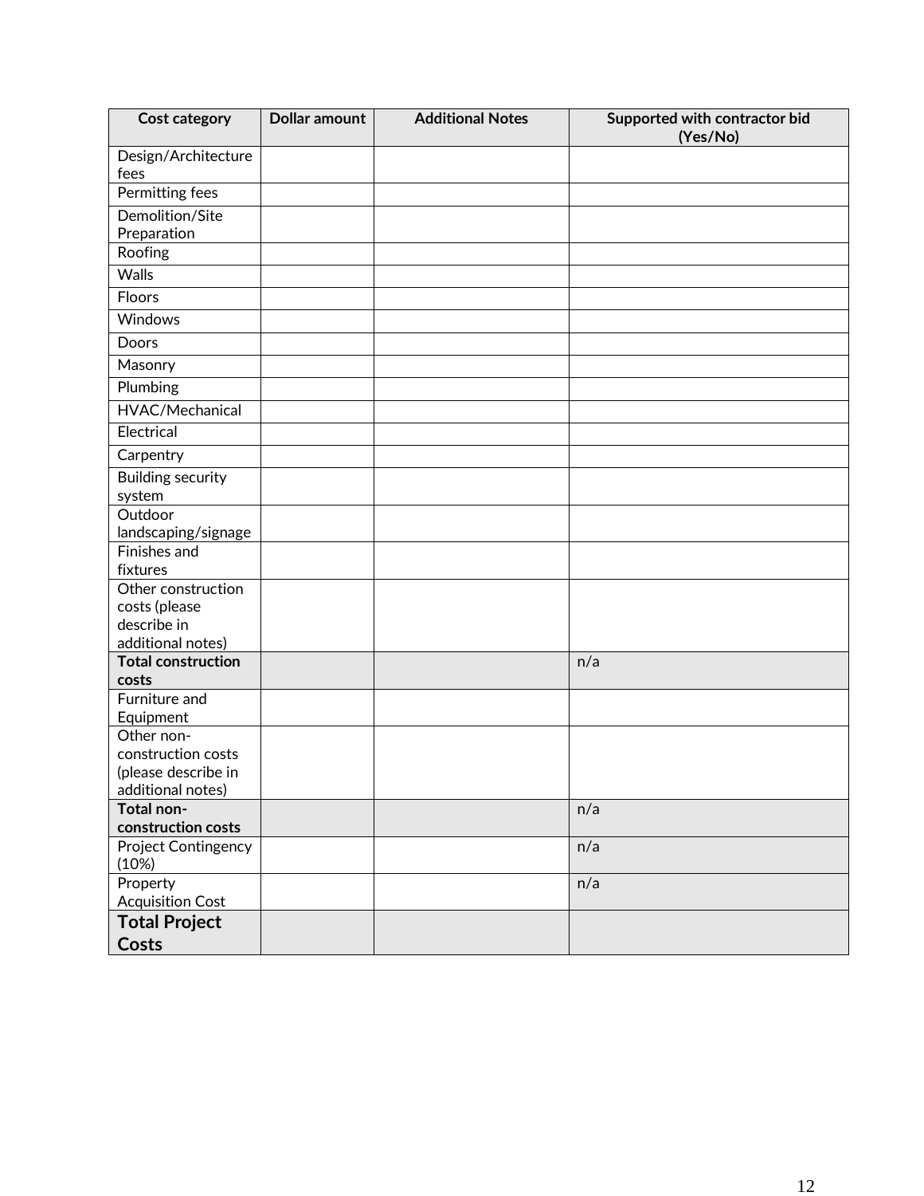| Cost category | Dollar amount | Additional Notes | Supported with contractor bid (Yes/No) |
|---|---|---|---|
| Design/Architecture fees | | | |
| Permitting fees | | | |
| Demolition/Site Preparation | | | |
| Roofing | | | |
| Walls | | | |
| Floors | | | |
| Windows | | | |
| Doors | | | |
| Masonry | | | |
| Plumbing | | | |
| HVAC/Mechanical | | | |
| Electrical | | | |
| Carpentry | | | |
| Building security system | | | |
| Outdoor landscaping/signage | | | |
| Finishes and fixtures | | | |
| Other construction costs (please describe in additional notes) | | | |
| **Total construction costs** | | | n/a |
| Furniture and Equipment | | | |
| Other non-construction costs (please describe in additional notes) | | | |
| **Total non-construction costs** | | | n/a |
| Project Contingency (10%) | | | n/a |
| Property Acquisition Cost | | | n/a |
| **Total Project Costs** | | | |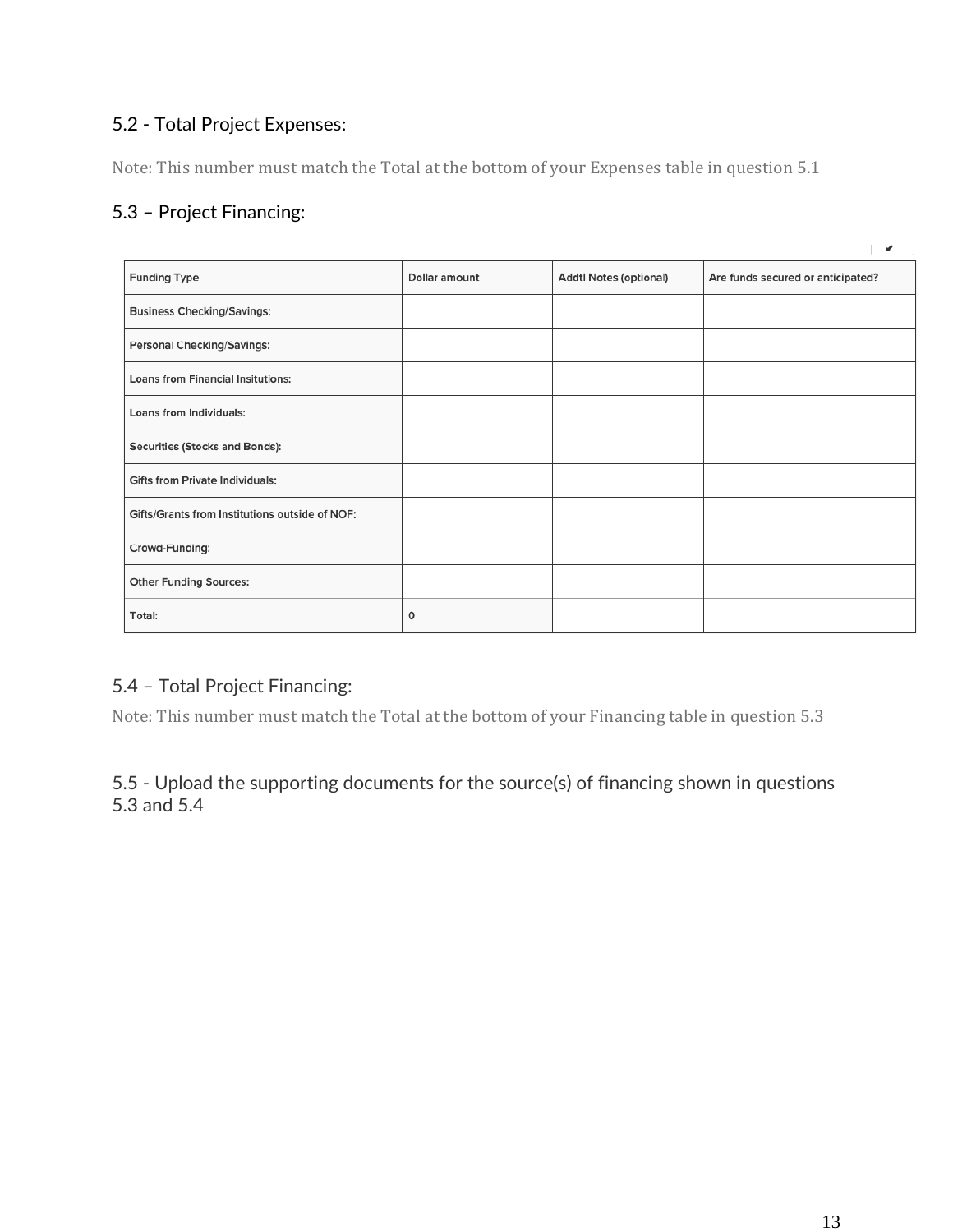### 5.2 - Total Project Expenses:

Note: This number must match the Total at the bottom of your Expenses table in question 5.1

### 5.3 – Project Financing:

| Funding Type | Dollar amount | Addtl Notes (optional) | Are funds secured or anticipated? |
|---|---|---|---|
| Business Checking/Savings: | | | |
| Personal Checking/Savings: | | | |
| Loans from Financial Insitutions: | | | |
| Loans from Individuals: | | | |
| Securities (Stocks and Bonds): | | | |
| Gifts from Private Individuals: | | | |
| Gifts/Grants from Institutions outside of NOF: | | | |
| Crowd-Funding: | | | |
| Other Funding Sources: | | | |
| Total: | 0 | | |

### 5.4 – Total Project Financing:

Note: This number must match the Total at the bottom of your Financing table in question 5.3

### 5.5 - Upload the supporting documents for the source(s) of financing shown in questions 5.3 and 5.4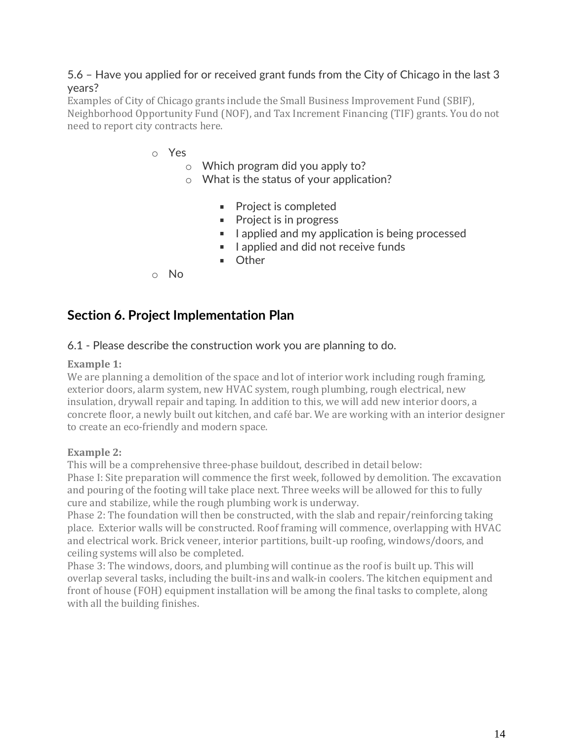5.6 – Have you applied for or received grant funds from the City of Chicago in the last 3 years?

Examples of City of Chicago grants include the Small Business Improvement Fund (SBIF), Neighborhood Opportunity Fund (NOF), and Tax Increment Financing (TIF) grants. You do not need to report city contracts here.

- Yes
  - Which program did you apply to?
  - What is the status of your application?
    - Project is completed
    - Project is in progress
    - I applied and my application is being processed
    - I applied and did not receive funds
    - Other
- No

## Section 6. Project Implementation Plan

6.1 - Please describe the construction work you are planning to do.

**Example 1:**
We are planning a demolition of the space and lot of interior work including rough framing, exterior doors, alarm system, new HVAC system, rough plumbing, rough electrical, new insulation, drywall repair and taping. In addition to this, we will add new interior doors, a concrete floor, a newly built out kitchen, and café bar. We are working with an interior designer to create an eco-friendly and modern space.

**Example 2:**
This will be a comprehensive three-phase buildout, described in detail below:
Phase I: Site preparation will commence the first week, followed by demolition. The excavation and pouring of the footing will take place next. Three weeks will be allowed for this to fully cure and stabilize, while the rough plumbing work is underway.
Phase 2: The foundation will then be constructed, with the slab and repair/reinforcing taking place. Exterior walls will be constructed. Roof framing will commence, overlapping with HVAC and electrical work. Brick veneer, interior partitions, built-up roofing, windows/doors, and ceiling systems will also be completed.
Phase 3: The windows, doors, and plumbing will continue as the roof is built up. This will overlap several tasks, including the built-ins and walk-in coolers. The kitchen equipment and front of house (FOH) equipment installation will be among the final tasks to complete, along with all the building finishes.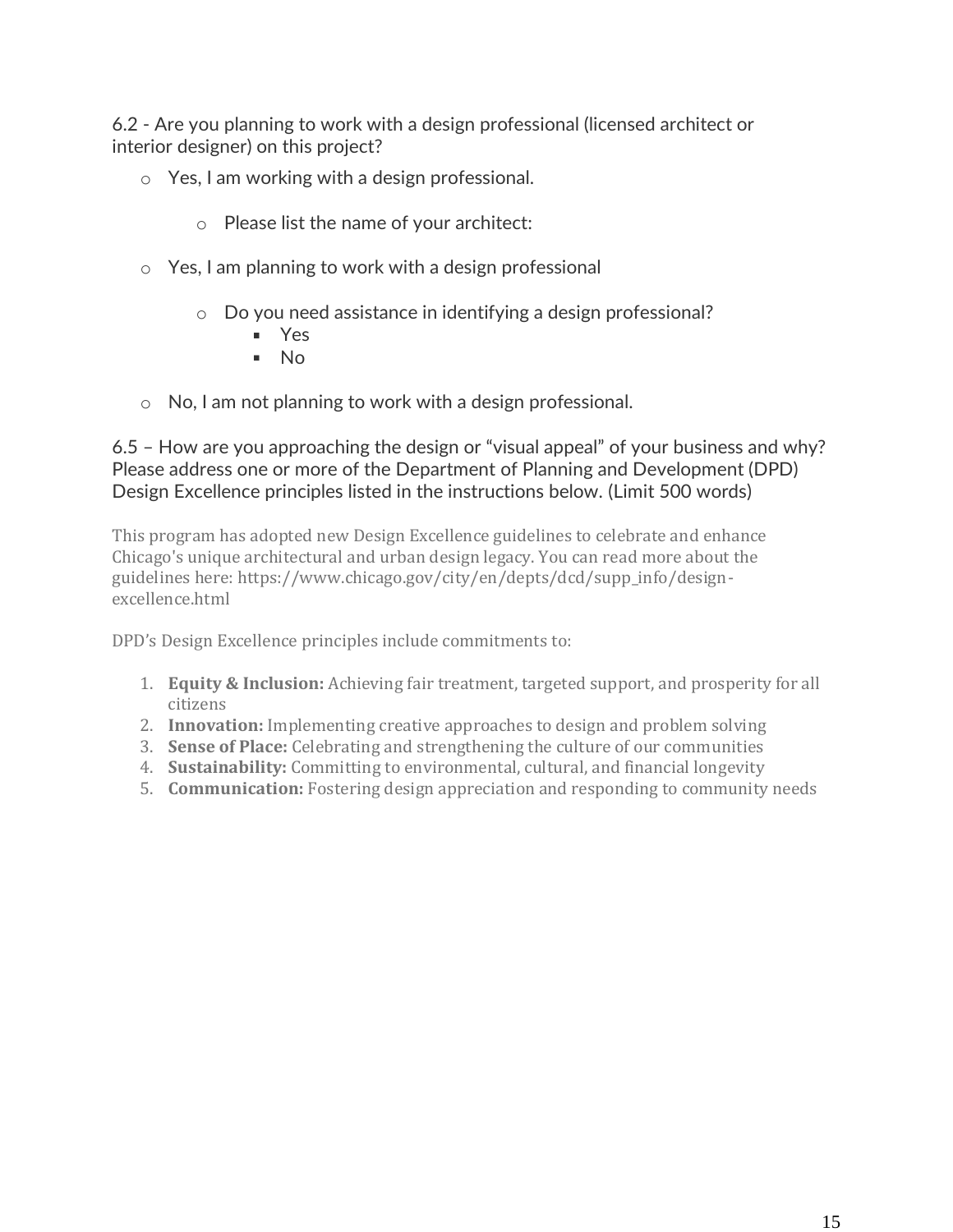6.2 - Are you planning to work with a design professional (licensed architect or interior designer) on this project?

- Yes, I am working with a design professional.
  - Please list the name of your architect:
- Yes, I am planning to work with a design professional
  - Do you need assistance in identifying a design professional?
    - Yes
    - No
- No, I am not planning to work with a design professional.

6.5 – How are you approaching the design or "visual appeal" of your business and why? Please address one or more of the Department of Planning and Development (DPD) Design Excellence principles listed in the instructions below. (Limit 500 words)

This program has adopted new Design Excellence guidelines to celebrate and enhance Chicago's unique architectural and urban design legacy. You can read more about the guidelines here: https://www.chicago.gov/city/en/depts/dcd/supp_info/design-excellence.html

DPD's Design Excellence principles include commitments to:

1. **Equity & Inclusion:** Achieving fair treatment, targeted support, and prosperity for all citizens
2. **Innovation:** Implementing creative approaches to design and problem solving
3. **Sense of Place:** Celebrating and strengthening the culture of our communities
4. **Sustainability:** Committing to environmental, cultural, and financial longevity
5. **Communication:** Fostering design appreciation and responding to community needs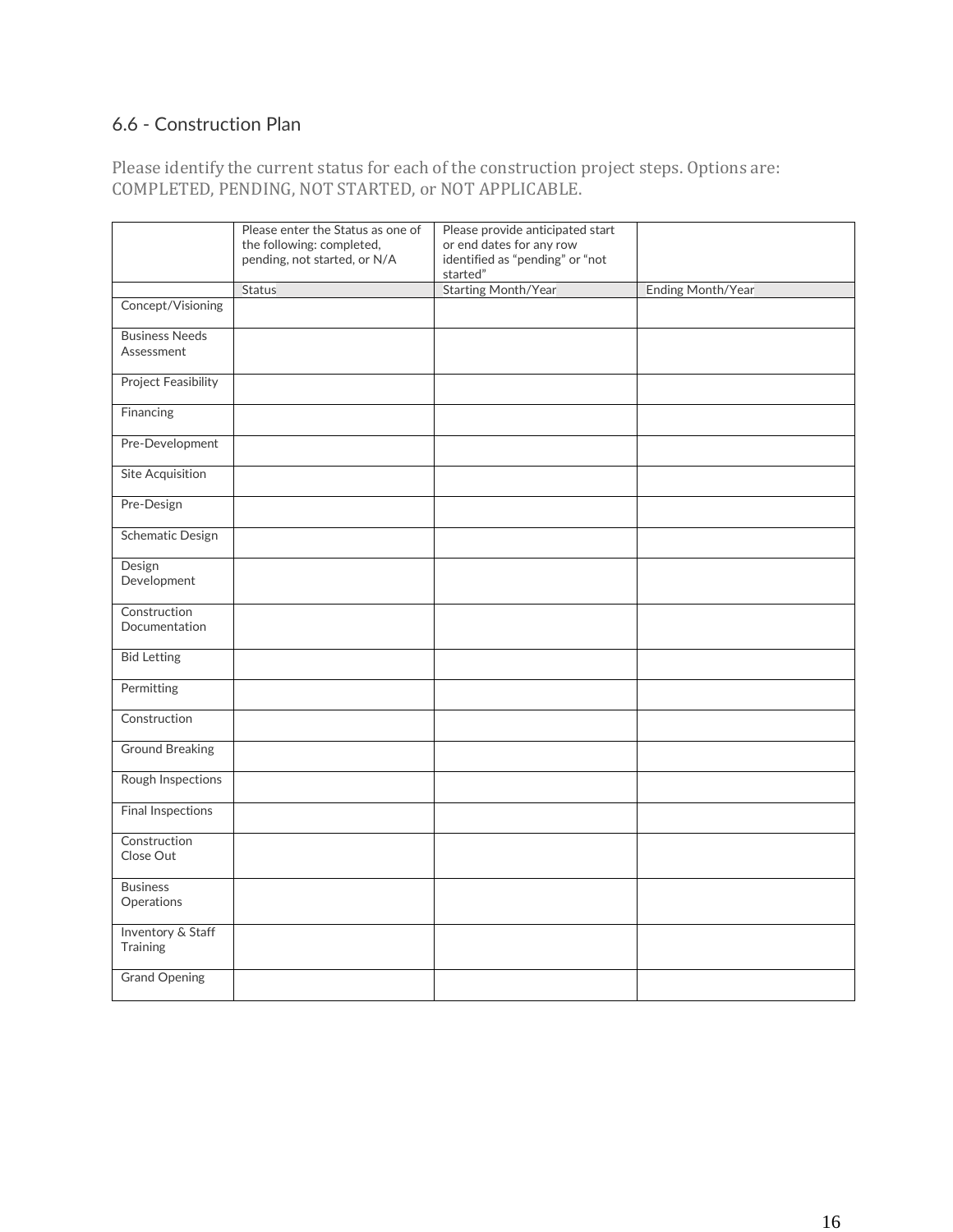## 6.6 - Construction Plan

Please identify the current status for each of the construction project steps. Options are: COMPLETED, PENDING, NOT STARTED, or NOT APPLICABLE.

| | Please enter the Status as one of the following: completed, pending, not started, or N/A | Please provide anticipated start or end dates for any row identified as "pending" or "not started" | |
|---|---|---|---|
| | Status | Starting Month/Year | Ending Month/Year |
| Concept/Visioning | | | |
| Business Needs Assessment | | | |
| Project Feasibility | | | |
| Financing | | | |
| Pre-Development | | | |
| Site Acquisition | | | |
| Pre-Design | | | |
| Schematic Design | | | |
| Design Development | | | |
| Construction Documentation | | | |
| Bid Letting | | | |
| Permitting | | | |
| Construction | | | |
| Ground Breaking | | | |
| Rough Inspections | | | |
| Final Inspections | | | |
| Construction Close Out | | | |
| Business Operations | | | |
| Inventory & Staff Training | | | |
| Grand Opening | | | |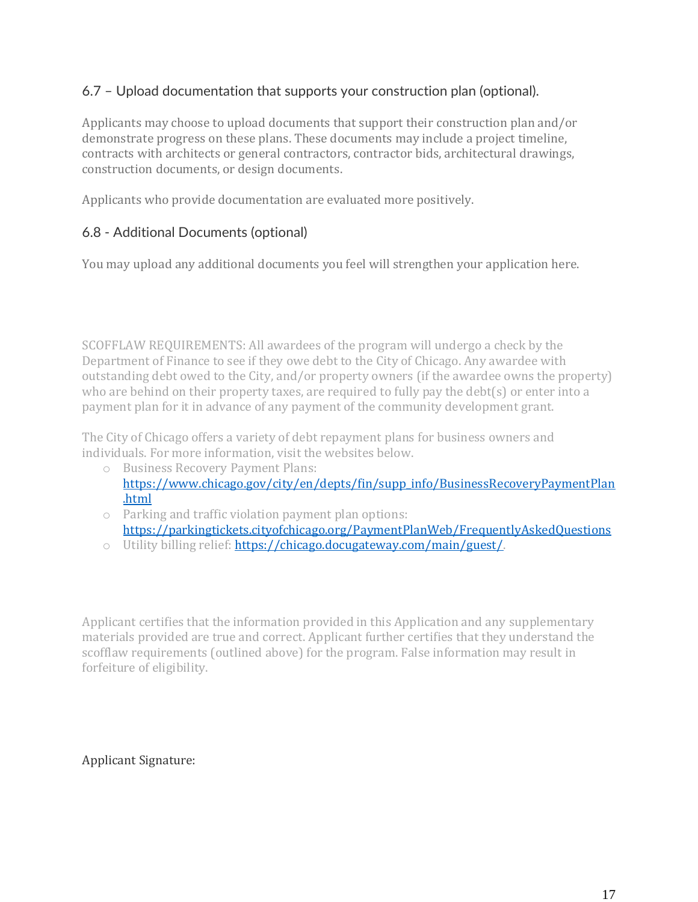### 6.7 – Upload documentation that supports your construction plan (optional).

Applicants may choose to upload documents that support their construction plan and/or demonstrate progress on these plans. These documents may include a project timeline, contracts with architects or general contractors, contractor bids, architectural drawings, construction documents, or design documents.

Applicants who provide documentation are evaluated more positively.

### 6.8 - Additional Documents (optional)

You may upload any additional documents you feel will strengthen your application here.

SCOFFLAW REQUIREMENTS: All awardees of the program will undergo a check by the Department of Finance to see if they owe debt to the City of Chicago. Any awardee with outstanding debt owed to the City, and/or property owners (if the awardee owns the property) who are behind on their property taxes, are required to fully pay the debt(s) or enter into a payment plan for it in advance of any payment of the community development grant.

The City of Chicago offers a variety of debt repayment plans for business owners and individuals. For more information, visit the websites below.

- Business Recovery Payment Plans: [https://www.chicago.gov/city/en/depts/fin/supp_info/BusinessRecoveryPaymentPlan.html](https://www.chicago.gov/city/en/depts/fin/supp_info/BusinessRecoveryPaymentPlan.html)
- Parking and traffic violation payment plan options: [https://parkingtickets.cityofchicago.org/PaymentPlanWeb/FrequentlyAskedQuestions](https://parkingtickets.cityofchicago.org/PaymentPlanWeb/FrequentlyAskedQuestions)
- Utility billing relief: [https://chicago.docugateway.com/main/guest/](https://chicago.docugateway.com/main/guest/).

Applicant certifies that the information provided in this Application and any supplementary materials provided are true and correct. Applicant further certifies that they understand the scofflaw requirements (outlined above) for the program. False information may result in forfeiture of eligibility.

Applicant Signature: